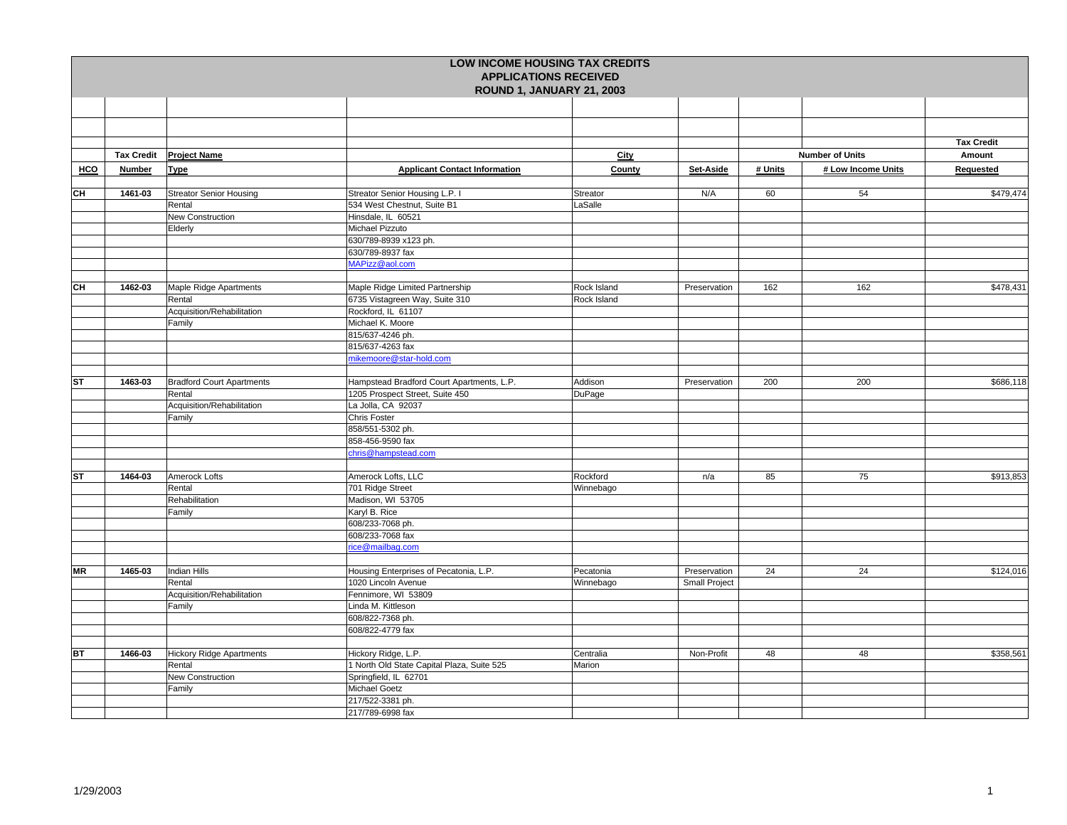# LOW INCOME HOUSING TAX CREDITS
## APPLICATIONS RECEIVED
## ROUND 1, JANUARY 21, 2003

| HCO | Tax Credit Number | Project Name Type | Applicant Contact Information | City County | Set-Aside | # Units | # Low Income Units | Tax Credit Amount Requested |
|---|---|---|---|---|---|---|---|---|
| CH | 1461-03 | Streator Senior Housing | Streator Senior Housing L.P. I | Streator | N/A | 60 | 54 | $479,474 |
| | | Rental | 534 West Chestnut, Suite B1 | LaSalle | | | | |
| | | New Construction | Hinsdale, IL 60521 | | | | | |
| | | Elderly | Michael Pizzuto | | | | | |
| | | | 630/789-8939 x123 ph. | | | | | |
| | | | 630/789-8937 fax | | | | | |
| | | | MAPizz@aol.com | | | | | |
| | | | | | | | | |
| CH | 1462-03 | Maple Ridge Apartments | Maple Ridge Limited Partnership | Rock Island | Preservation | 162 | 162 | $478,431 |
| | | Rental | 6735 Vistagreen Way, Suite 310 | Rock Island | | | | |
| | | Acquisition/Rehabilitation | Rockford, IL 61107 | | | | | |
| | | Family | Michael K. Moore | | | | | |
| | | | 815/637-4246 ph. | | | | | |
| | | | 815/637-4263 fax | | | | | |
| | | | mikemoore@star-hold.com | | | | | |
| | | | | | | | | |
| ST | 1463-03 | Bradford Court Apartments | Hampstead Bradford Court Apartments, L.P. | Addison | Preservation | 200 | 200 | $686,118 |
| | | Rental | 1205 Prospect Street, Suite 450 | DuPage | | | | |
| | | Acquisition/Rehabilitation | La Jolla, CA 92037 | | | | | |
| | | Family | Chris Foster | | | | | |
| | | | 858/551-5302 ph. | | | | | |
| | | | 858-456-9590 fax | | | | | |
| | | | chris@hampstead.com | | | | | |
| | | | | | | | | |
| ST | 1464-03 | Amerock Lofts | Amerock Lofts, LLC | Rockford | n/a | 85 | 75 | $913,853 |
| | | Rental | 701 Ridge Street | Winnebago | | | | |
| | | Rehabilitation | Madison, WI 53705 | | | | | |
| | | Family | Karyl B. Rice | | | | | |
| | | | 608/233-7068 ph. | | | | | |
| | | | 608/233-7068 fax | | | | | |
| | | | rice@mailbag.com | | | | | |
| | | | | | | | | |
| MR | 1465-03 | Indian Hills | Housing Enterprises of Pecatonia, L.P. | Pecatonia | Preservation | 24 | 24 | $124,016 |
| | | Rental | 1020 Lincoln Avenue | Winnebago | Small Project | | | |
| | | Acquisition/Rehabilitation | Fennimore, WI 53809 | | | | | |
| | | Family | Linda M. Kittleson | | | | | |
| | | | 608/822-7368 ph. | | | | | |
| | | | 608/822-4779 fax | | | | | |
| | | | | | | | | |
| BT | 1466-03 | Hickory Ridge Apartments | Hickory Ridge, L.P. | Centralia | Non-Profit | 48 | 48 | $358,561 |
| | | Rental | 1 North Old State Capital Plaza, Suite 525 | Marion | | | | |
| | | New Construction | Springfield, IL 62701 | | | | | |
| | | Family | Michael Goetz | | | | | |
| | | | 217/522-3381 ph. | | | | | |
| | | | 217/789-6998 fax | | | | | |

1/29/2003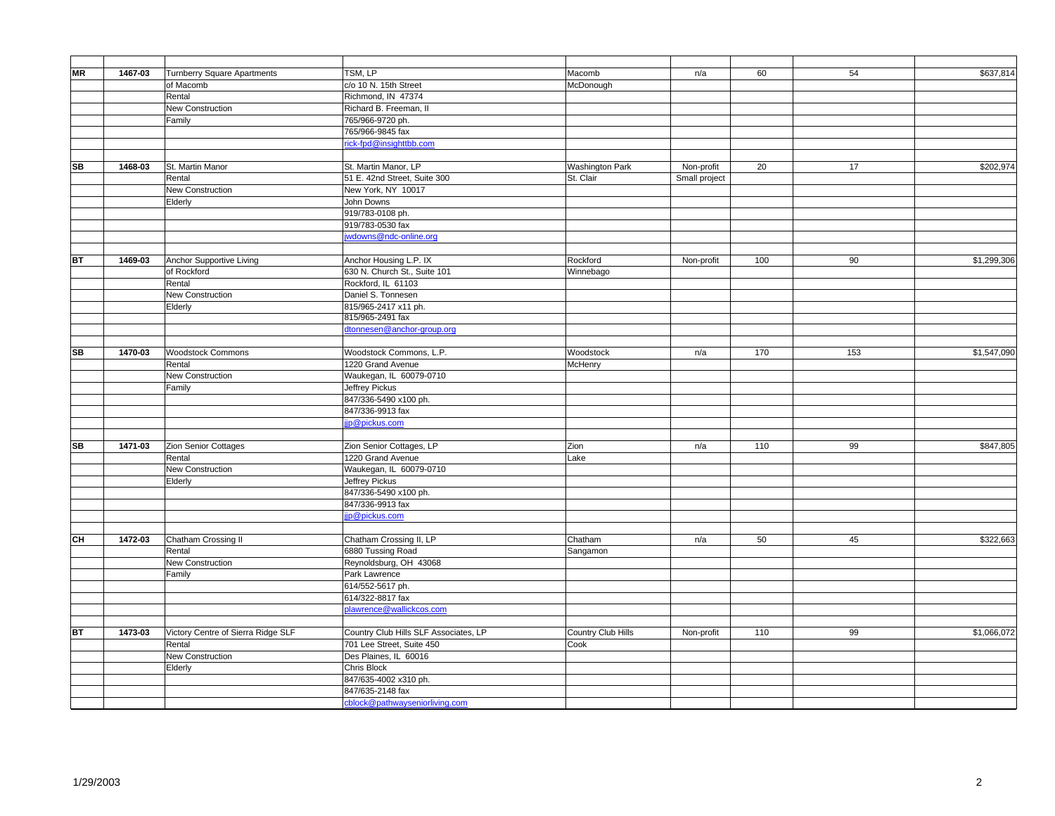| | | | | | | | | |
|---|---|---|---|---|---|---|---|---|
| **MR** | **1467-03** | Turnberry Square Apartments | TSM, LP | Macomb | n/a | 60 | 54 | $637,814 |
| | | of Macomb | c/o 10 N. 15th Street | McDonough | | | | |
| | | Rental | Richmond, IN 47374 | | | | | |
| | | New Construction | Richard B. Freeman, II | | | | | |
| | | Family | 765/966-9720 ph. | | | | | |
| | | | 765/966-9845 fax | | | | | |
| | | | rick-fpd@insighttbb.com | | | | | |
| | | | | | | | | |
| **SB** | **1468-03** | St. Martin Manor | St. Martin Manor, LP | Washington Park | Non-profit | 20 | 17 | $202,974 |
| | | Rental | 51 E. 42nd Street, Suite 300 | St. Clair | Small project | | | |
| | | New Construction | New York, NY 10017 | | | | | |
| | | Elderly | John Downs | | | | | |
| | | | 919/783-0108 ph. | | | | | |
| | | | 919/783-0530 fax | | | | | |
| | | | jwdowns@ndc-online.org | | | | | |
| | | | | | | | | |
| **BT** | **1469-03** | Anchor Supportive Living | Anchor Housing L.P. IX | Rockford | Non-profit | 100 | 90 | $1,299,306 |
| | | of Rockford | 630 N. Church St., Suite 101 | Winnebago | | | | |
| | | Rental | Rockford, IL 61103 | | | | | |
| | | New Construction | Daniel S. Tonnesen | | | | | |
| | | Elderly | 815/965-2417 x11 ph. | | | | | |
| | | | 815/965-2491 fax | | | | | |
| | | | dtonnesen@anchor-group.org | | | | | |
| | | | | | | | | |
| **SB** | **1470-03** | Woodstock Commons | Woodstock Commons, L.P. | Woodstock | n/a | 170 | 153 | $1,547,090 |
| | | Rental | 1220 Grand Avenue | McHenry | | | | |
| | | New Construction | Waukegan, IL 60079-0710 | | | | | |
| | | Family | Jeffrey Pickus | | | | | |
| | | | 847/336-5490 x100 ph. | | | | | |
| | | | 847/336-9913 fax | | | | | |
| | | | jjp@pickus.com | | | | | |
| | | | | | | | | |
| **SB** | **1471-03** | Zion Senior Cottages | Zion Senior Cottages, LP | Zion | n/a | 110 | 99 | $847,805 |
| | | Rental | 1220 Grand Avenue | Lake | | | | |
| | | New Construction | Waukegan, IL 60079-0710 | | | | | |
| | | Elderly | Jeffrey Pickus | | | | | |
| | | | 847/336-5490 x100 ph. | | | | | |
| | | | 847/336-9913 fax | | | | | |
| | | | jjp@pickus.com | | | | | |
| | | | | | | | | |
| **CH** | **1472-03** | Chatham Crossing II | Chatham Crossing II, LP | Chatham | n/a | 50 | 45 | $322,663 |
| | | Rental | 6880 Tussing Road | Sangamon | | | | |
| | | New Construction | Reynoldsburg, OH 43068 | | | | | |
| | | Family | Park Lawrence | | | | | |
| | | | 614/552-5617 ph. | | | | | |
| | | | 614/322-8817 fax | | | | | |
| | | | plawrence@wallickcos.com | | | | | |
| | | | | | | | | |
| **BT** | **1473-03** | Victory Centre of Sierra Ridge SLF | Country Club Hills SLF Associates, LP | Country Club Hills | Non-profit | 110 | 99 | $1,066,072 |
| | | Rental | 701 Lee Street, Suite 450 | Cook | | | | |
| | | New Construction | Des Plaines, IL 60016 | | | | | |
| | | Elderly | Chris Block | | | | | |
| | | | 847/635-4002 x310 ph. | | | | | |
| | | | 847/635-2148 fax | | | | | |
| | | | cblock@pathwayseniorliving.com | | | | | |

1/29/2003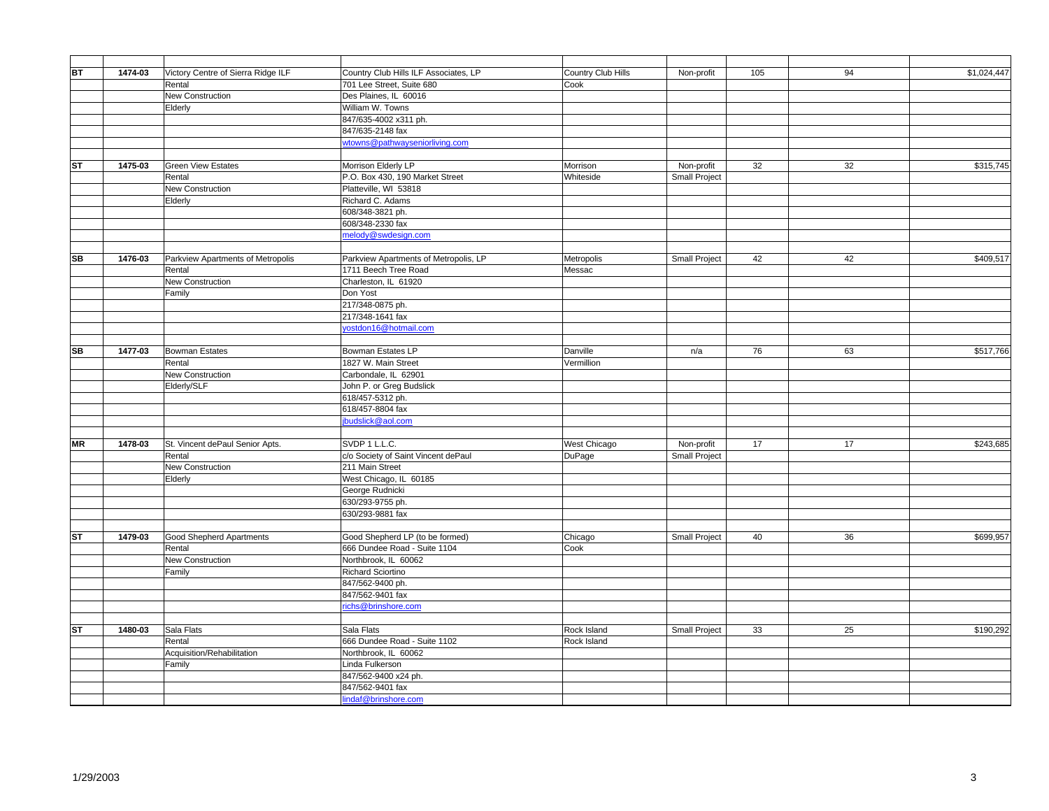| | | | | | | | | |
|---|---|---|---|---|---|---|---|---|
| **BT** | **1474-03** | Victory Centre of Sierra Ridge ILF | Country Club Hills ILF Associates, LP | Country Club Hills | Non-profit | 105 | 94 | $1,024,447 |
| | | Rental | 701 Lee Street, Suite 680 | Cook | | | | |
| | | New Construction | Des Plaines, IL 60016 | | | | | |
| | | Elderly | William W. Towns | | | | | |
| | | | 847/635-4002 x311 ph. | | | | | |
| | | | 847/635-2148 fax | | | | | |
| | | | wtowns@pathwayseniorliving.com | | | | | |
| | | | | | | | | |
| **ST** | **1475-03** | Green View Estates | Morrison Elderly LP | Morrison | Non-profit | 32 | 32 | $315,745 |
| | | Rental | P.O. Box 430, 190 Market Street | Whiteside | Small Project | | | |
| | | New Construction | Platteville, WI 53818 | | | | | |
| | | Elderly | Richard C. Adams | | | | | |
| | | | 608/348-3821 ph. | | | | | |
| | | | 608/348-2330 fax | | | | | |
| | | | melody@swdesign.com | | | | | |
| | | | | | | | | |
| **SB** | **1476-03** | Parkview Apartments of Metropolis | Parkview Apartments of Metropolis, LP | Metropolis | Small Project | 42 | 42 | $409,517 |
| | | Rental | 1711 Beech Tree Road | Messac | | | | |
| | | New Construction | Charleston, IL 61920 | | | | | |
| | | Family | Don Yost | | | | | |
| | | | 217/348-0875 ph. | | | | | |
| | | | 217/348-1641 fax | | | | | |
| | | | yostdon16@hotmail.com | | | | | |
| | | | | | | | | |
| **SB** | **1477-03** | Bowman Estates | Bowman Estates LP | Danville | n/a | 76 | 63 | $517,766 |
| | | Rental | 1827 W. Main Street | Vermillion | | | | |
| | | New Construction | Carbondale, IL 62901 | | | | | |
| | | Elderly/SLF | John P. or Greg Budslick | | | | | |
| | | | 618/457-5312 ph. | | | | | |
| | | | 618/457-8804 fax | | | | | |
| | | | jbudslick@aol.com | | | | | |
| | | | | | | | | |
| **MR** | **1478-03** | St. Vincent dePaul Senior Apts. | SVDP 1 L.L.C. | West Chicago | Non-profit | 17 | 17 | $243,685 |
| | | Rental | c/o Society of Saint Vincent dePaul | DuPage | Small Project | | | |
| | | New Construction | 211 Main Street | | | | | |
| | | Elderly | West Chicago, IL 60185 | | | | | |
| | | | George Rudnicki | | | | | |
| | | | 630/293-9755 ph. | | | | | |
| | | | 630/293-9881 fax | | | | | |
| | | | | | | | | |
| **ST** | **1479-03** | Good Shepherd Apartments | Good Shepherd LP (to be formed) | Chicago | Small Project | 40 | 36 | $699,957 |
| | | Rental | 666 Dundee Road - Suite 1104 | Cook | | | | |
| | | New Construction | Northbrook, IL 60062 | | | | | |
| | | Family | Richard Sciortino | | | | | |
| | | | 847/562-9400 ph. | | | | | |
| | | | 847/562-9401 fax | | | | | |
| | | | richs@brinshore.com | | | | | |
| | | | | | | | | |
| **ST** | **1480-03** | Sala Flats | Sala Flats | Rock Island | Small Project | 33 | 25 | $190,292 |
| | | Rental | 666 Dundee Road - Suite 1102 | Rock Island | | | | |
| | | Acquisition/Rehabilitation | Northbrook, IL 60062 | | | | | |
| | | Family | Linda Fulkerson | | | | | |
| | | | 847/562-9400 x24 ph. | | | | | |
| | | | 847/562-9401 fax | | | | | |
| | | | lindaf@brinshore.com | | | | | |

1/29/2003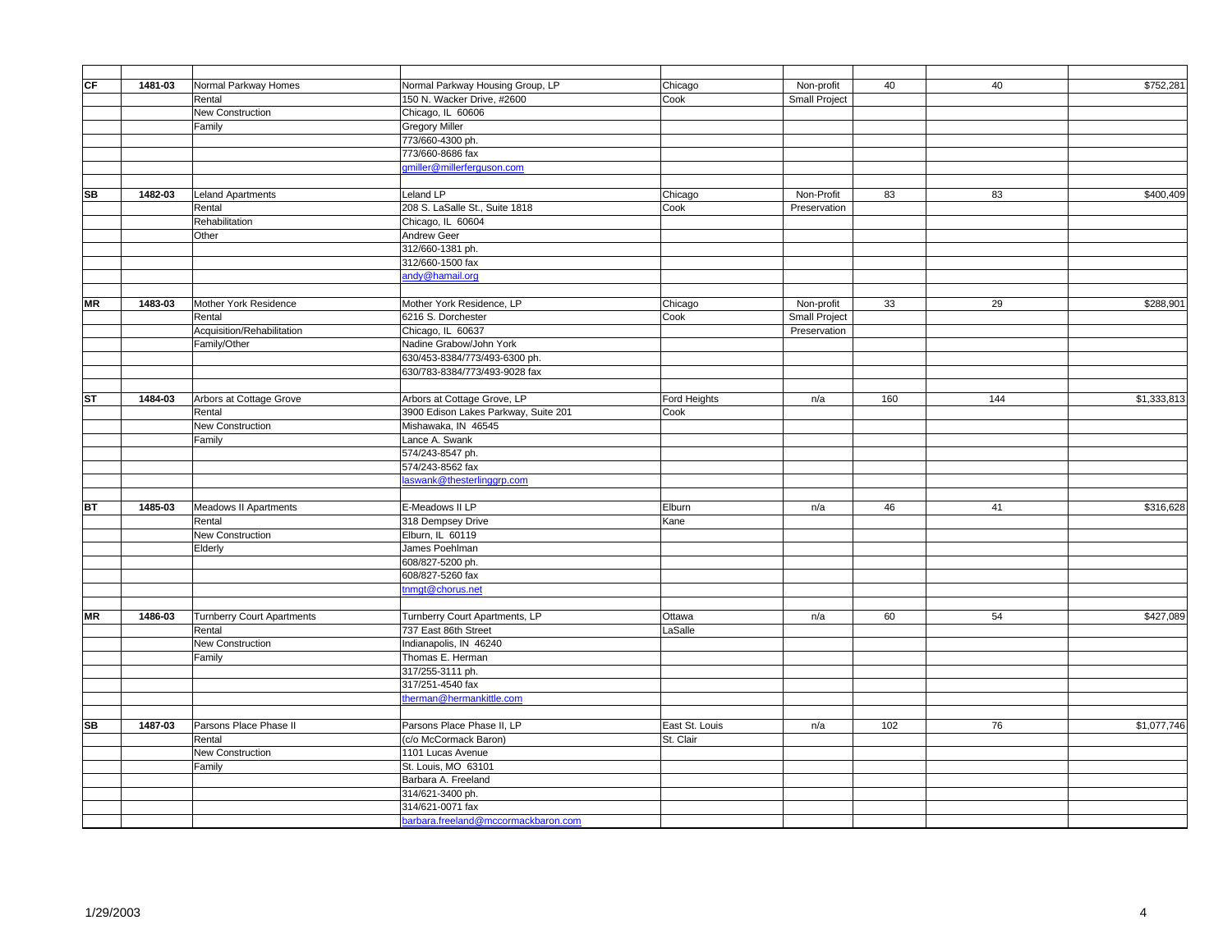| | | | | | | | | |
|---|---|---|---|---|---|---|---|---|
| **CF** | **1481-03** | Normal Parkway Homes | Normal Parkway Housing Group, LP | Chicago | Non-profit | 40 | 40 | $752,281 |
| | | Rental | 150 N. Wacker Drive, #2600 | Cook | Small Project | | | |
| | | New Construction | Chicago, IL 60606 | | | | | |
| | | Family | Gregory Miller | | | | | |
| | | | 773/660-4300 ph. | | | | | |
| | | | 773/660-8686 fax | | | | | |
| | | | gmiller@millerferguson.com | | | | | |
| | | | | | | | | |
| **SB** | **1482-03** | Leland Apartments | Leland LP | Chicago | Non-Profit | 83 | 83 | $400,409 |
| | | Rental | 208 S. LaSalle St., Suite 1818 | Cook | Preservation | | | |
| | | Rehabilitation | Chicago, IL 60604 | | | | | |
| | | Other | Andrew Geer | | | | | |
| | | | 312/660-1381 ph. | | | | | |
| | | | 312/660-1500 fax | | | | | |
| | | | andy@hamail.org | | | | | |
| | | | | | | | | |
| **MR** | **1483-03** | Mother York Residence | Mother York Residence, LP | Chicago | Non-profit | 33 | 29 | $288,901 |
| | | Rental | 6216 S. Dorchester | Cook | Small Project | | | |
| | | Acquisition/Rehabilitation | Chicago, IL 60637 | | Preservation | | | |
| | | Family/Other | Nadine Grabow/John York | | | | | |
| | | | 630/453-8384/773/493-6300 ph. | | | | | |
| | | | 630/783-8384/773/493-9028 fax | | | | | |
| | | | | | | | | |
| **ST** | **1484-03** | Arbors at Cottage Grove | Arbors at Cottage Grove, LP | Ford Heights | n/a | 160 | 144 | $1,333,813 |
| | | Rental | 3900 Edison Lakes Parkway, Suite 201 | Cook | | | | |
| | | New Construction | Mishawaka, IN 46545 | | | | | |
| | | Family | Lance A. Swank | | | | | |
| | | | 574/243-8547 ph. | | | | | |
| | | | 574/243-8562 fax | | | | | |
| | | | laswank@thesterlinggrp.com | | | | | |
| | | | | | | | | |
| **BT** | **1485-03** | Meadows II Apartments | E-Meadows II LP | Elburn | n/a | 46 | 41 | $316,628 |
| | | Rental | 318 Dempsey Drive | Kane | | | | |
| | | New Construction | Elburn, IL 60119 | | | | | |
| | | Elderly | James Poehlman | | | | | |
| | | | 608/827-5200 ph. | | | | | |
| | | | 608/827-5260 fax | | | | | |
| | | | tnmgt@chorus.net | | | | | |
| | | | | | | | | |
| **MR** | **1486-03** | Turnberry Court Apartments | Turnberry Court Apartments, LP | Ottawa | n/a | 60 | 54 | $427,089 |
| | | Rental | 737 East 86th Street | LaSalle | | | | |
| | | New Construction | Indianapolis, IN 46240 | | | | | |
| | | Family | Thomas E. Herman | | | | | |
| | | | 317/255-3111 ph. | | | | | |
| | | | 317/251-4540 fax | | | | | |
| | | | therman@hermankittle.com | | | | | |
| | | | | | | | | |
| **SB** | **1487-03** | Parsons Place Phase II | Parsons Place Phase II, LP | East St. Louis | n/a | 102 | 76 | $1,077,746 |
| | | Rental | (c/o McCormack Baron) | St. Clair | | | | |
| | | New Construction | 1101 Lucas Avenue | | | | | |
| | | Family | St. Louis, MO 63101 | | | | | |
| | | | Barbara A. Freeland | | | | | |
| | | | 314/621-3400 ph. | | | | | |
| | | | 314/621-0071 fax | | | | | |
| | | | barbara.freeland@mccormackbaron.com | | | | | |

1/29/2003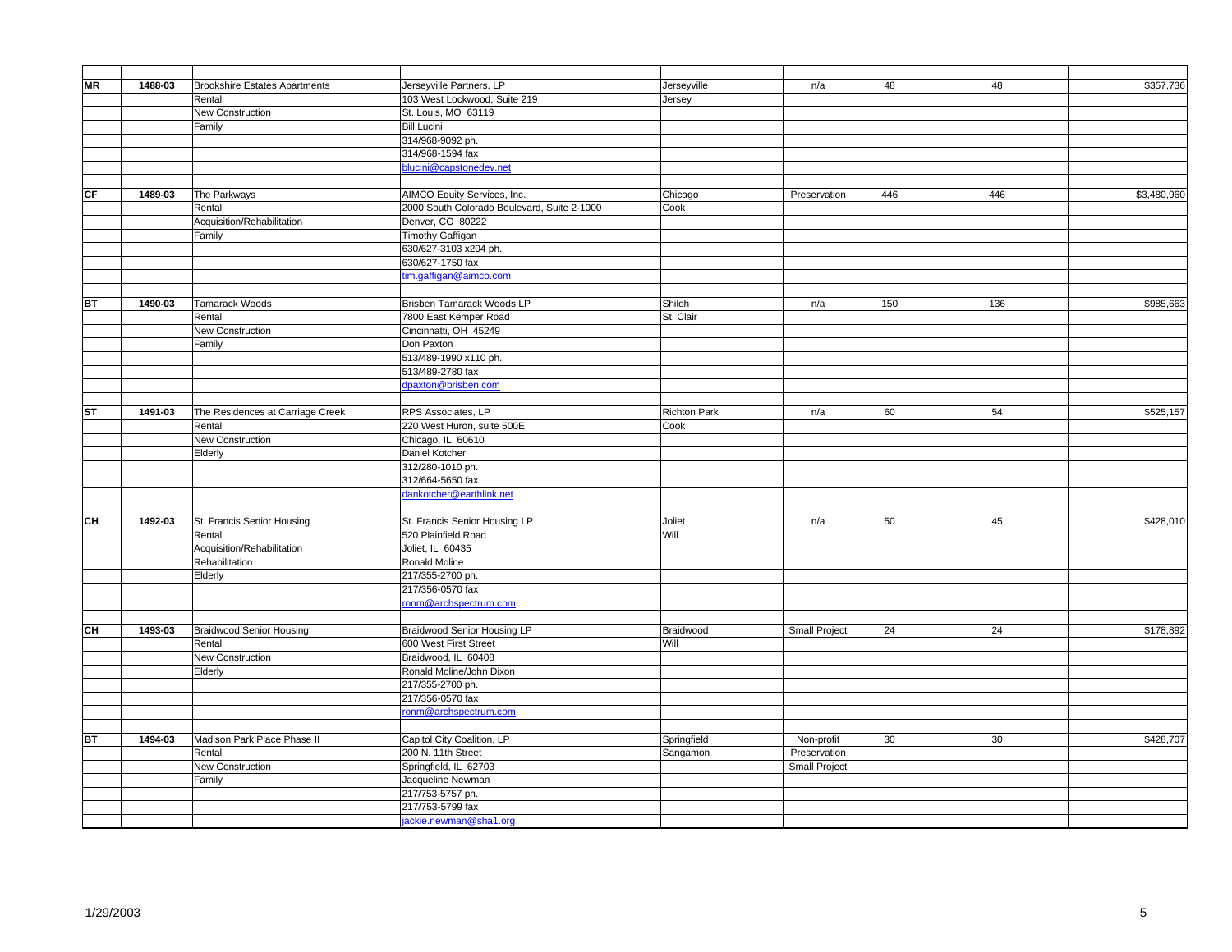| | | | | | | | | |
|---|---|---|---|---|---|---|---|---|
| MR | 1488-03 | Brookshire Estates Apartments | Jerseyville Partners, LP | Jerseyville | n/a | 48 | 48 | $357,736 |
| | | Rental | 103 West Lockwood, Suite 219 | Jersey | | | | |
| | | New Construction | St. Louis, MO 63119 | | | | | |
| | | Family | Bill Lucini | | | | | |
| | | | 314/968-9092 ph. | | | | | |
| | | | 314/968-1594 fax | | | | | |
| | | | blucini@capstonedev.net | | | | | |
| | | | | | | | | |
| CF | 1489-03 | The Parkways | AIMCO Equity Services, Inc. | Chicago | Preservation | 446 | 446 | $3,480,960 |
| | | Rental | 2000 South Colorado Boulevard, Suite 2-1000 | Cook | | | | |
| | | Acquisition/Rehabilitation | Denver, CO 80222 | | | | | |
| | | Family | Timothy Gaffigan | | | | | |
| | | | 630/627-3103 x204 ph. | | | | | |
| | | | 630/627-1750 fax | | | | | |
| | | | tim.gaffigan@aimco.com | | | | | |
| | | | | | | | | |
| BT | 1490-03 | Tamarack Woods | Brisben Tamarack Woods LP | Shiloh | n/a | 150 | 136 | $985,663 |
| | | Rental | 7800 East Kemper Road | St. Clair | | | | |
| | | New Construction | Cincinnatti, OH 45249 | | | | | |
| | | Family | Don Paxton | | | | | |
| | | | 513/489-1990 x110 ph. | | | | | |
| | | | 513/489-2780 fax | | | | | |
| | | | dpaxton@brisben.com | | | | | |
| | | | | | | | | |
| ST | 1491-03 | The Residences at Carriage Creek | RPS Associates, LP | Richton Park | n/a | 60 | 54 | $525,157 |
| | | Rental | 220 West Huron, suite 500E | Cook | | | | |
| | | New Construction | Chicago, IL 60610 | | | | | |
| | | Elderly | Daniel Kotcher | | | | | |
| | | | 312/280-1010 ph. | | | | | |
| | | | 312/664-5650 fax | | | | | |
| | | | dankotcher@earthlink.net | | | | | |
| | | | | | | | | |
| CH | 1492-03 | St. Francis Senior Housing | St. Francis Senior Housing LP | Joliet | n/a | 50 | 45 | $428,010 |
| | | Rental | 520 Plainfield Road | Will | | | | |
| | | Acquisition/Rehabilitation | Joliet, IL 60435 | | | | | |
| | | Rehabilitation | Ronald Moline | | | | | |
| | | Elderly | 217/355-2700 ph. | | | | | |
| | | | 217/356-0570 fax | | | | | |
| | | | ronm@archspectrum.com | | | | | |
| | | | | | | | | |
| CH | 1493-03 | Braidwood Senior Housing | Braidwood Senior Housing LP | Braidwood | Small Project | 24 | 24 | $178,892 |
| | | Rental | 600 West First Street | Will | | | | |
| | | New Construction | Braidwood, IL 60408 | | | | | |
| | | Elderly | Ronald Moline/John Dixon | | | | | |
| | | | 217/355-2700 ph. | | | | | |
| | | | 217/356-0570 fax | | | | | |
| | | | ronm@archspectrum.com | | | | | |
| | | | | | | | | |
| BT | 1494-03 | Madison Park Place Phase II | Capitol City Coalition, LP | Springfield | Non-profit | 30 | 30 | $428,707 |
| | | Rental | 200 N. 11th Street | Sangamon | Preservation | | | |
| | | New Construction | Springfield, IL 62703 | | Small Project | | | |
| | | Family | Jacqueline Newman | | | | | |
| | | | 217/753-5757 ph. | | | | | |
| | | | 217/753-5799 fax | | | | | |
| | | | jackie.newman@sha1.org | | | | | |

1/29/2003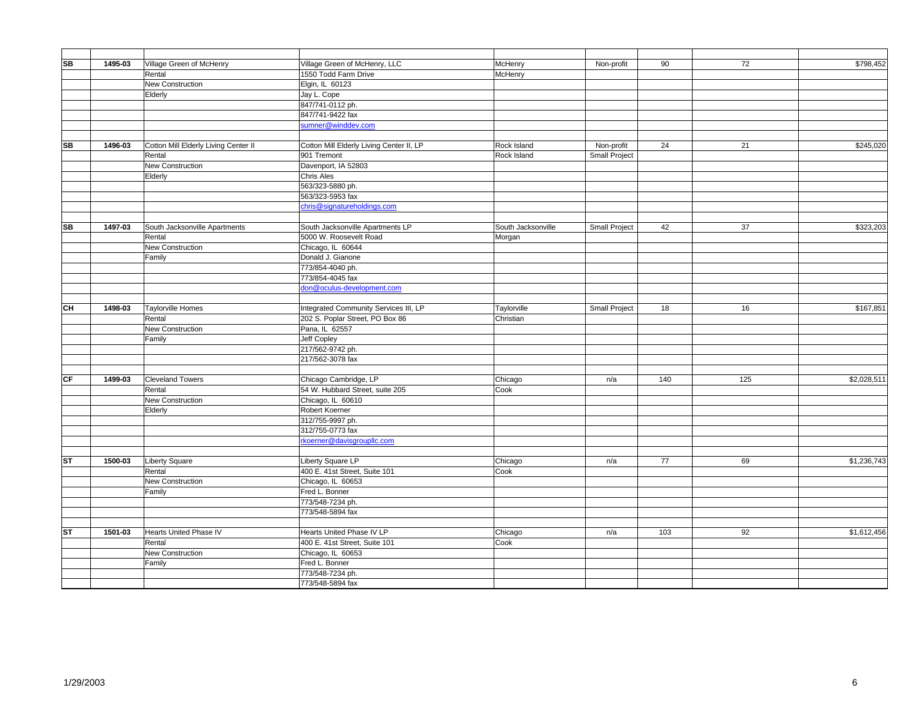| | | | | | | | | |
|---|---|---|---|---|---|---|---|---|
| **SB** | **1495-03** | Village Green of McHenry | Village Green of McHenry, LLC | McHenry | Non-profit | 90 | 72 | $798,452 |
| | | Rental | 1550 Todd Farm Drive | McHenry | | | | |
| | | New Construction | Elgin, IL 60123 | | | | | |
| | | Elderly | Jay L. Cope | | | | | |
| | | | 847/741-0112 ph. | | | | | |
| | | | 847/741-9422 fax | | | | | |
| | | | sumner@winddev.com | | | | | |
| | | | | | | | | |
| **SB** | **1496-03** | Cotton Mill Elderly Living Center II | Cotton Mill Elderly Living Center II, LP | Rock Island | Non-profit | 24 | 21 | $245,020 |
| | | Rental | 901 Tremont | Rock Island | Small Project | | | |
| | | New Construction | Davenport, IA 52803 | | | | | |
| | | Elderly | Chris Ales | | | | | |
| | | | 563/323-5880 ph. | | | | | |
| | | | 563/323-5953 fax | | | | | |
| | | | chris@signatureholdings.com | | | | | |
| | | | | | | | | |
| **SB** | **1497-03** | South Jacksonville Apartments | South Jacksonville Apartments LP | South Jacksonville | Small Project | 42 | 37 | $323,203 |
| | | Rental | 5000 W. Roosevelt Road | Morgan | | | | |
| | | New Construction | Chicago, IL 60644 | | | | | |
| | | Family | Donald J. Gianone | | | | | |
| | | | 773/854-4040 ph. | | | | | |
| | | | 773/854-4045 fax | | | | | |
| | | | don@oculus-development.com | | | | | |
| | | | | | | | | |
| **CH** | **1498-03** | Taylorville Homes | Integrated Community Services III, LP | Taylorville | Small Project | 18 | 16 | $167,851 |
| | | Rental | 202 S. Poplar Street, PO Box 86 | Christian | | | | |
| | | New Construction | Pana, IL 62557 | | | | | |
| | | Family | Jeff Copley | | | | | |
| | | | 217/562-9742 ph. | | | | | |
| | | | 217/562-3078 fax | | | | | |
| | | | | | | | | |
| **CF** | **1499-03** | Cleveland Towers | Chicago Cambridge, LP | Chicago | n/a | 140 | 125 | $2,028,511 |
| | | Rental | 54 W. Hubbard Street, suite 205 | Cook | | | | |
| | | New Construction | Chicago, IL 60610 | | | | | |
| | | Elderly | Robert Koerner | | | | | |
| | | | 312/755-9997 ph. | | | | | |
| | | | 312/755-0773 fax | | | | | |
| | | | rkoerner@davisgroupllc.com | | | | | |
| | | | | | | | | |
| **ST** | **1500-03** | Liberty Square | Liberty Square LP | Chicago | n/a | 77 | 69 | $1,236,743 |
| | | Rental | 400 E. 41st Street, Suite 101 | Cook | | | | |
| | | New Construction | Chicago, IL 60653 | | | | | |
| | | Family | Fred L. Bonner | | | | | |
| | | | 773/548-7234 ph. | | | | | |
| | | | 773/548-5894 fax | | | | | |
| | | | | | | | | |
| **ST** | **1501-03** | Hearts United Phase IV | Hearts United Phase IV LP | Chicago | n/a | 103 | 92 | $1,612,456 |
| | | Rental | 400 E. 41st Street, Suite 101 | Cook | | | | |
| | | New Construction | Chicago, IL 60653 | | | | | |
| | | Family | Fred L. Bonner | | | | | |
| | | | 773/548-7234 ph. | | | | | |
| | | | 773/548-5894 fax | | | | | |

1/29/2003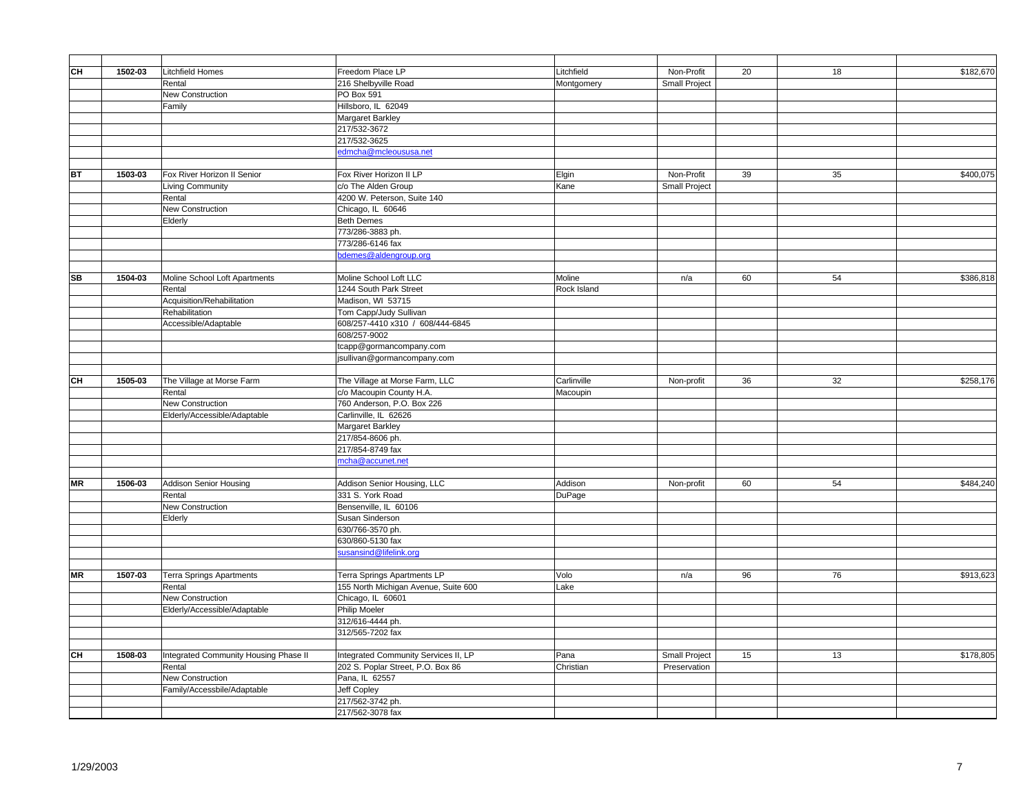| | | | | | | | | |
|---|---|---|---|---|---|---|---|---|
| CH | 1502-03 | Litchfield Homes | Freedom Place LP | Litchfield | Non-Profit | 20 | 18 | $182,670 |
| | | Rental | 216 Shelbyville Road | Montgomery | Small Project | | | |
| | | New Construction | PO Box 591 | | | | | |
| | | Family | Hillsboro, IL 62049 | | | | | |
| | | | Margaret Barkley | | | | | |
| | | | 217/532-3672 | | | | | |
| | | | 217/532-3625 | | | | | |
| | | | edmcha@mcleoususa.net | | | | | |
| | | | | | | | | |
| BT | 1503-03 | Fox River Horizon II Senior | Fox River Horizon II LP | Elgin | Non-Profit | 39 | 35 | $400,075 |
| | | Living Community | c/o The Alden Group | Kane | Small Project | | | |
| | | Rental | 4200 W. Peterson, Suite 140 | | | | | |
| | | New Construction | Chicago, IL 60646 | | | | | |
| | | Elderly | Beth Demes | | | | | |
| | | | 773/286-3883 ph. | | | | | |
| | | | 773/286-6146 fax | | | | | |
| | | | bdemes@aldengroup.org | | | | | |
| | | | | | | | | |
| SB | 1504-03 | Moline School Loft Apartments | Moline School Loft LLC | Moline | n/a | 60 | 54 | $386,818 |
| | | Rental | 1244 South Park Street | Rock Island | | | | |
| | | Acquisition/Rehabilitation | Madison, WI 53715 | | | | | |
| | | Rehabilitation | Tom Capp/Judy Sullivan | | | | | |
| | | Accessible/Adaptable | 608/257-4410 x310 / 608/444-6845 | | | | | |
| | | | 608/257-9002 | | | | | |
| | | | tcapp@gormancompany.com | | | | | |
| | | | jsullivan@gormancompany.com | | | | | |
| | | | | | | | | |
| CH | 1505-03 | The Village at Morse Farm | The Village at Morse Farm, LLC | Carlinville | Non-profit | 36 | 32 | $258,176 |
| | | Rental | c/o Macoupin County H.A. | Macoupin | | | | |
| | | New Construction | 760 Anderson, P.O. Box 226 | | | | | |
| | | Elderly/Accessible/Adaptable | Carlinville, IL 62626 | | | | | |
| | | | Margaret Barkley | | | | | |
| | | | 217/854-8606 ph. | | | | | |
| | | | 217/854-8749 fax | | | | | |
| | | | mcha@accunet.net | | | | | |
| | | | | | | | | |
| MR | 1506-03 | Addison Senior Housing | Addison Senior Housing, LLC | Addison | Non-profit | 60 | 54 | $484,240 |
| | | Rental | 331 S. York Road | DuPage | | | | |
| | | New Construction | Bensenville, IL 60106 | | | | | |
| | | Elderly | Susan Sinderson | | | | | |
| | | | 630/766-3570 ph. | | | | | |
| | | | 630/860-5130 fax | | | | | |
| | | | susansind@lifelink.org | | | | | |
| | | | | | | | | |
| MR | 1507-03 | Terra Springs Apartments | Terra Springs Apartments LP | Volo | n/a | 96 | 76 | $913,623 |
| | | Rental | 155 North Michigan Avenue, Suite 600 | Lake | | | | |
| | | New Construction | Chicago, IL 60601 | | | | | |
| | | Elderly/Accessible/Adaptable | Philip Moeler | | | | | |
| | | | 312/616-4444 ph. | | | | | |
| | | | 312/565-7202 fax | | | | | |
| | | | | | | | | |
| CH | 1508-03 | Integrated Community Housing Phase II | Integrated Community Services II, LP | Pana | Small Project | 15 | 13 | $178,805 |
| | | Rental | 202 S. Poplar Street, P.O. Box 86 | Christian | Preservation | | | |
| | | New Construction | Pana, IL 62557 | | | | | |
| | | Family/Accessbile/Adaptable | Jeff Copley | | | | | |
| | | | 217/562-3742 ph. | | | | | |
| | | | 217/562-3078 fax | | | | | |

1/29/2003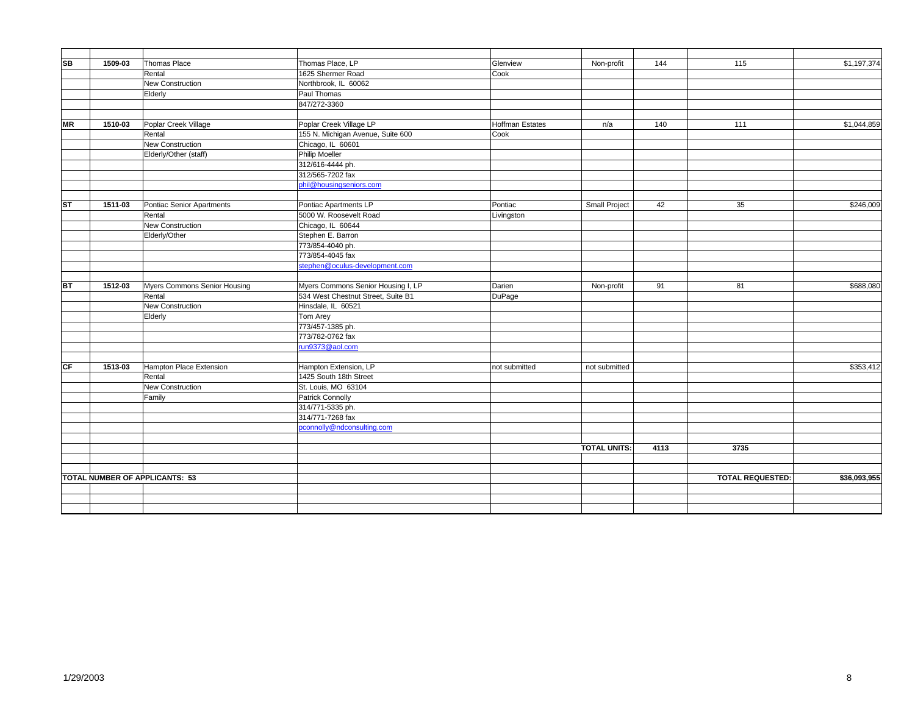| | | | | | | | | |
|---|---|---|---|---|---|---|---|---|
| SB | 1509-03 | Thomas Place | Thomas Place, LP | Glenview | Non-profit | 144 | 115 | $1,197,374 |
| | | Rental | 1625 Shermer Road | Cook | | | | |
| | | New Construction | Northbrook, IL 60062 | | | | | |
| | | Elderly | Paul Thomas | | | | | |
| | | | 847/272-3360 | | | | | |
| | | | | | | | | |
| MR | 1510-03 | Poplar Creek Village | Poplar Creek Village LP | Hoffman Estates | n/a | 140 | 111 | $1,044,859 |
| | | Rental | 155 N. Michigan Avenue, Suite 600 | Cook | | | | |
| | | New Construction | Chicago, IL 60601 | | | | | |
| | | Elderly/Other (staff) | Philip Moeller | | | | | |
| | | | 312/616-4444 ph. | | | | | |
| | | | 312/565-7202 fax | | | | | |
| | | | phil@housingseniors.com | | | | | |
| | | | | | | | | |
| ST | 1511-03 | Pontiac Senior Apartments | Pontiac Apartments LP | Pontiac | Small Project | 42 | 35 | $246,009 |
| | | Rental | 5000 W. Roosevelt Road | Livingston | | | | |
| | | New Construction | Chicago, IL 60644 | | | | | |
| | | Elderly/Other | Stephen E. Barron | | | | | |
| | | | 773/854-4040 ph. | | | | | |
| | | | 773/854-4045 fax | | | | | |
| | | | stephen@oculus-development.com | | | | | |
| | | | | | | | | |
| BT | 1512-03 | Myers Commons Senior Housing | Myers Commons Senior Housing I, LP | Darien | Non-profit | 91 | 81 | $688,080 |
| | | Rental | 534 West Chestnut Street, Suite B1 | DuPage | | | | |
| | | New Construction | Hinsdale, IL 60521 | | | | | |
| | | Elderly | Tom Arey | | | | | |
| | | | 773/457-1385 ph. | | | | | |
| | | | 773/782-0762 fax | | | | | |
| | | | run9373@aol.com | | | | | |
| | | | | | | | | |
| CF | 1513-03 | Hampton Place Extension | Hampton Extension, LP | not submitted | not submitted | | | $353,412 |
| | | Rental | 1425 South 18th Street | | | | | |
| | | New Construction | St. Louis, MO 63104 | | | | | |
| | | Family | Patrick Connolly | | | | | |
| | | | 314/771-5335 ph. | | | | | |
| | | | 314/771-7268 fax | | | | | |
| | | | pconnolly@ndconsulting.com | | | | | |
| | | | | | | | | |
| | | | | | **TOTAL UNITS:** | **4113** | **3735** | |
| | | | | | | | | |
| | | | | | | | | |
| **TOTAL NUMBER OF APPLICANTS: 53** | | | | | | | **TOTAL REQUESTED:** | **$36,093,955** |